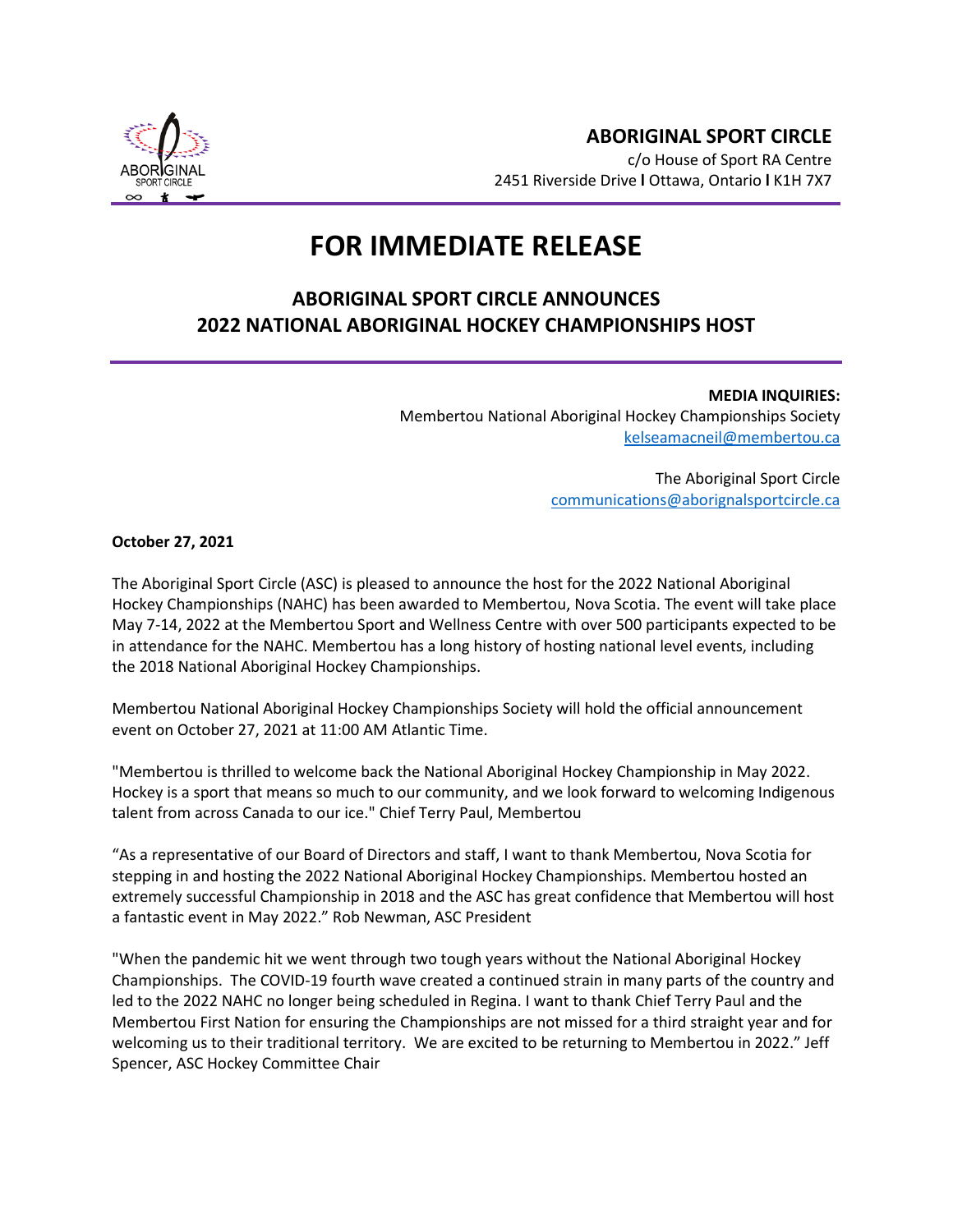**ABORIGINAL SPORT CIRCLE**
c/o House of Sport RA Centre
2451 Riverside Drive I Ottawa, Ontario I K1H 7X7

# FOR IMMEDIATE RELEASE

## ABORIGINAL SPORT CIRCLE ANNOUNCES 2022 NATIONAL ABORIGINAL HOCKEY CHAMPIONSHIPS HOST

**MEDIA INQUIRIES:**
Membertou National Aboriginal Hockey Championships Society
kelseamacneil@membertou.ca

The Aboriginal Sport Circle
communications@aborignalsportcircle.ca

**October 27, 2021**

The Aboriginal Sport Circle (ASC) is pleased to announce the host for the 2022 National Aboriginal Hockey Championships (NAHC) has been awarded to Membertou, Nova Scotia. The event will take place May 7-14, 2022 at the Membertou Sport and Wellness Centre with over 500 participants expected to be in attendance for the NAHC. Membertou has a long history of hosting national level events, including the 2018 National Aboriginal Hockey Championships.

Membertou National Aboriginal Hockey Championships Society will hold the official announcement event on October 27, 2021 at 11:00 AM Atlantic Time.

"Membertou is thrilled to welcome back the National Aboriginal Hockey Championship in May 2022. Hockey is a sport that means so much to our community, and we look forward to welcoming Indigenous talent from across Canada to our ice." Chief Terry Paul, Membertou

"As a representative of our Board of Directors and staff, I want to thank Membertou, Nova Scotia for stepping in and hosting the 2022 National Aboriginal Hockey Championships. Membertou hosted an extremely successful Championship in 2018 and the ASC has great confidence that Membertou will host a fantastic event in May 2022." Rob Newman, ASC President

"When the pandemic hit we went through two tough years without the National Aboriginal Hockey Championships. The COVID-19 fourth wave created a continued strain in many parts of the country and led to the 2022 NAHC no longer being scheduled in Regina. I want to thank Chief Terry Paul and the Membertou First Nation for ensuring the Championships are not missed for a third straight year and for welcoming us to their traditional territory. We are excited to be returning to Membertou in 2022." Jeff Spencer, ASC Hockey Committee Chair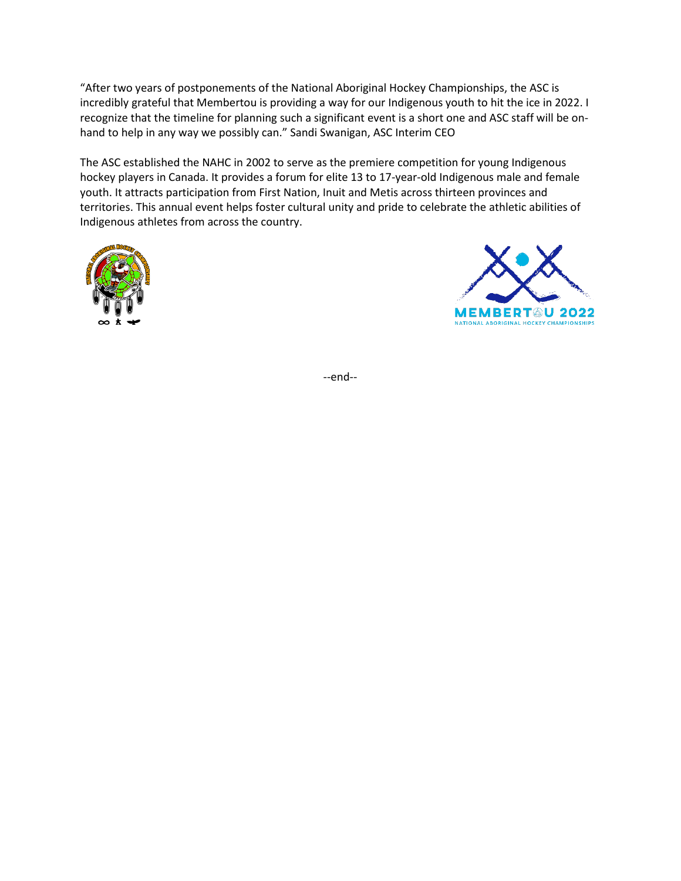"After two years of postponements of the National Aboriginal Hockey Championships, the ASC is incredibly grateful that Membertou is providing a way for our Indigenous youth to hit the ice in 2022. I recognize that the timeline for planning such a significant event is a short one and ASC staff will be on-hand to help in any way we possibly can." Sandi Swanigan, ASC Interim CEO

The ASC established the NAHC in 2002 to serve as the premiere competition for young Indigenous hockey players in Canada. It provides a forum for elite 13 to 17-year-old Indigenous male and female youth. It attracts participation from First Nation, Inuit and Metis across thirteen provinces and territories. This annual event helps foster cultural unity and pride to celebrate the athletic abilities of Indigenous athletes from across the country.

--end--